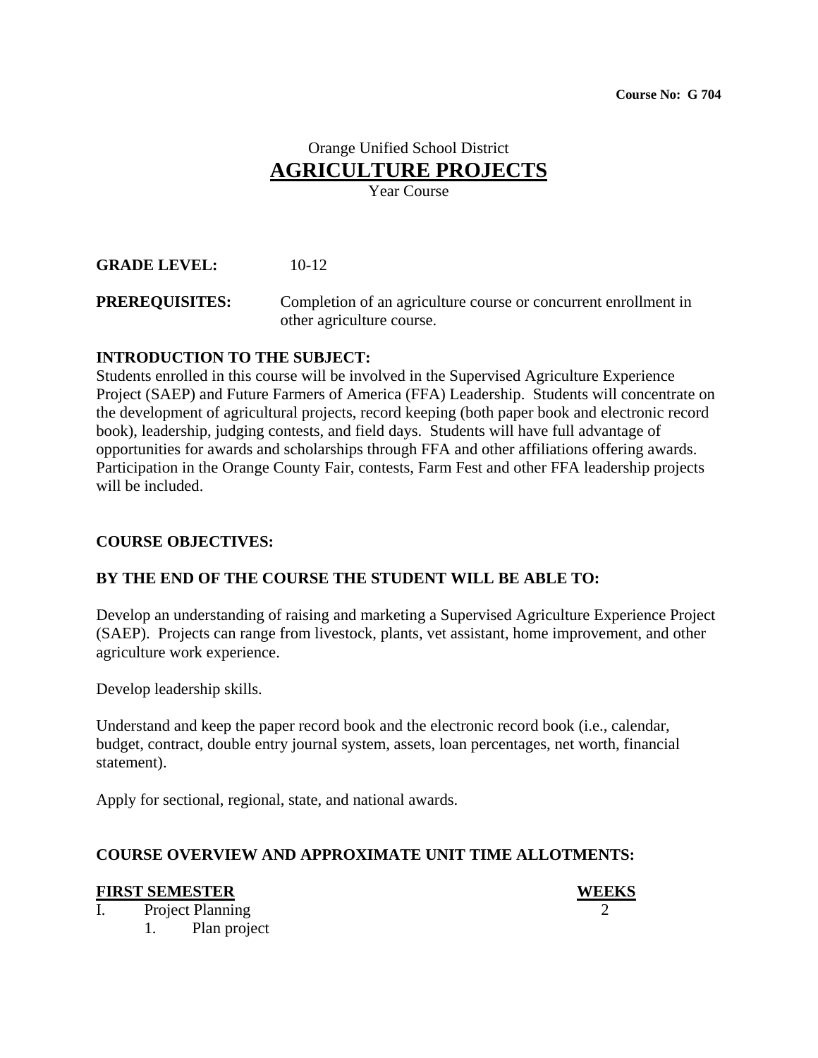**Course No: G 704**

Orange Unified School District

# AGRICULTURE PROJECTS

Year Course

**GRADE LEVEL:** 10-12

**PREREQUISITES:** Completion of an agriculture course or concurrent enrollment in other agriculture course.

**INTRODUCTION TO THE SUBJECT:**

Students enrolled in this course will be involved in the Supervised Agriculture Experience Project (SAEP) and Future Farmers of America (FFA) Leadership. Students will concentrate on the development of agricultural projects, record keeping (both paper book and electronic record book), leadership, judging contests, and field days. Students will have full advantage of opportunities for awards and scholarships through FFA and other affiliations offering awards. Participation in the Orange County Fair, contests, Farm Fest and other FFA leadership projects will be included.

**COURSE OBJECTIVES:**

**BY THE END OF THE COURSE THE STUDENT WILL BE ABLE TO:**

Develop an understanding of raising and marketing a Supervised Agriculture Experience Project (SAEP). Projects can range from livestock, plants, vet assistant, home improvement, and other agriculture work experience.

Develop leadership skills.

Understand and keep the paper record book and the electronic record book (i.e., calendar, budget, contract, double entry journal system, assets, loan percentages, net worth, financial statement).

Apply for sectional, regional, state, and national awards.

**COURSE OVERVIEW AND APPROXIMATE UNIT TIME ALLOTMENTS:**

| **FIRST SEMESTER** | **WEEKS** |
| --- | --- |
| I. Project Planning | 2 |
| 1. Plan project | |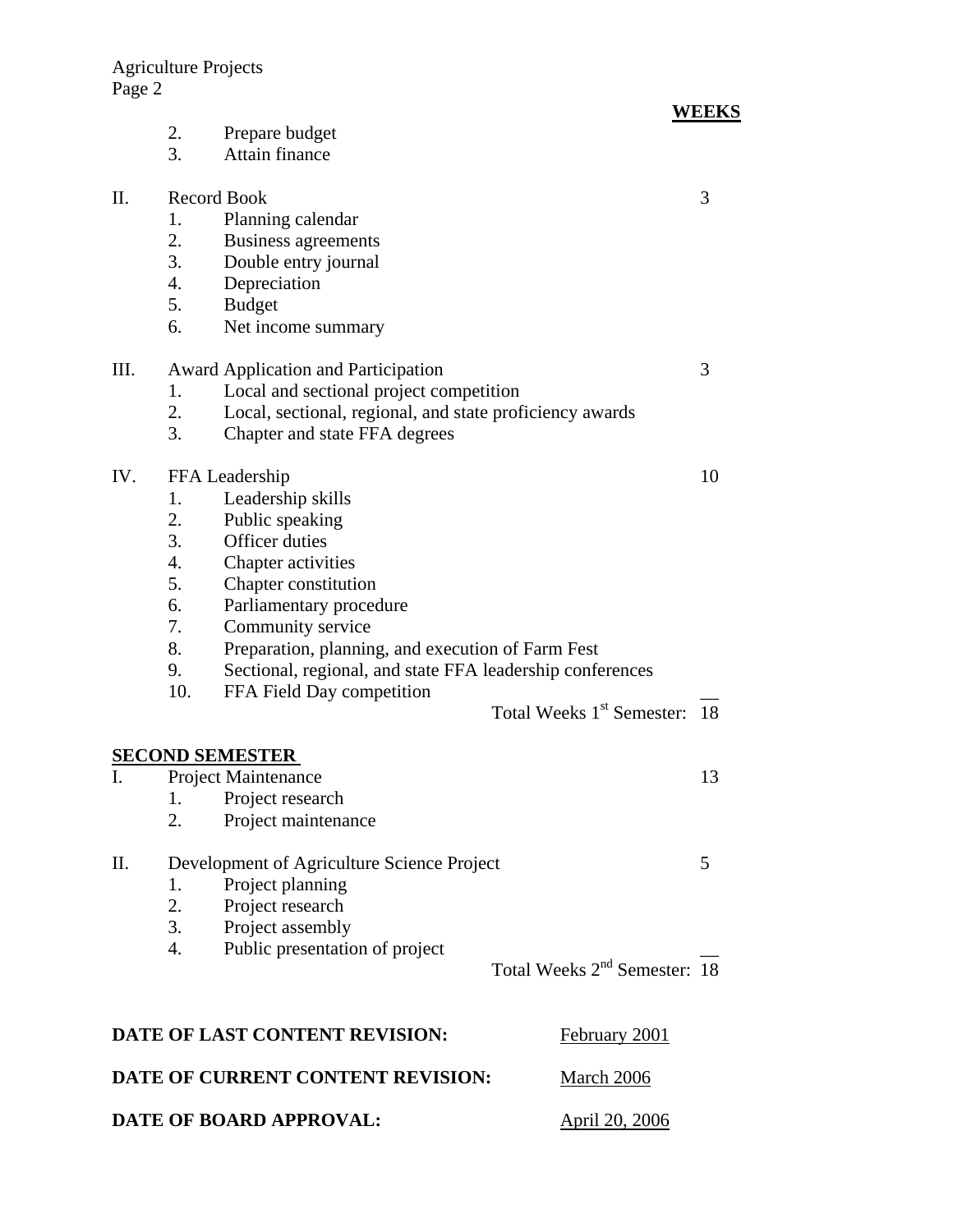**WEEKS**

2. Prepare budget
3. Attain finance

II. Record Book — 3

1. Planning calendar
2. Business agreements
3. Double entry journal
4. Depreciation
5. Budget
6. Net income summary

III. Award Application and Participation — 3

1. Local and sectional project competition
2. Local, sectional, regional, and state proficiency awards
3. Chapter and state FFA degrees

IV. FFA Leadership — 10

1. Leadership skills
2. Public speaking
3. Officer duties
4. Chapter activities
5. Chapter constitution
6. Parliamentary procedure
7. Community service
8. Preparation, planning, and execution of Farm Fest
9. Sectional, regional, and state FFA leadership conferences
10. FFA Field Day competition

Total Weeks 1st Semester: 18

**SECOND SEMESTER**

I. Project Maintenance — 13

1. Project research
2. Project maintenance

II. Development of Agriculture Science Project — 5

1. Project planning
2. Project research
3. Project assembly
4. Public presentation of project

Total Weeks 2nd Semester: 18

**DATE OF LAST CONTENT REVISION:** February 2001

**DATE OF CURRENT CONTENT REVISION:** March 2006

**DATE OF BOARD APPROVAL:** April 20, 2006